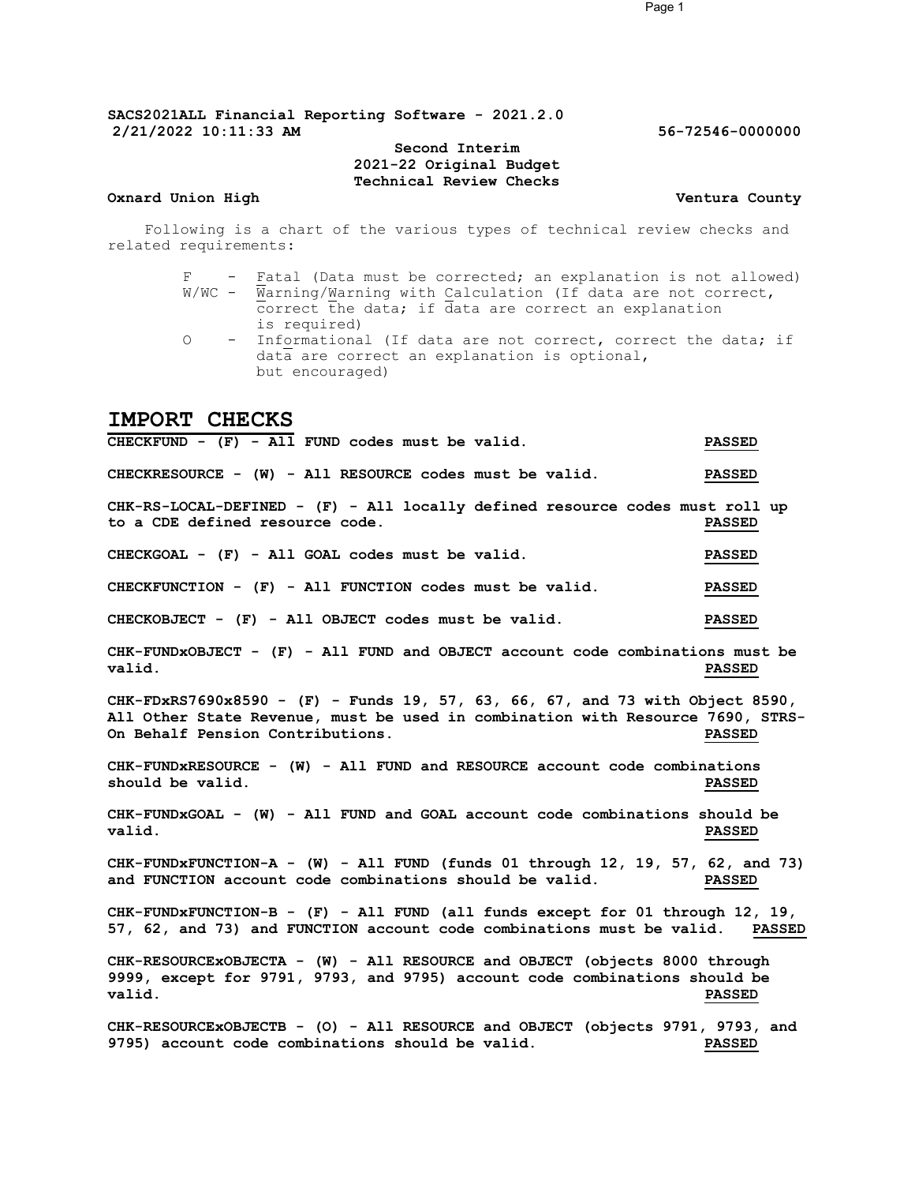**SACS2021ALL Financial Reporting Software - 2021.2.0**
**2/21/2022 10:11:33 AM** **56-72546-0000000**

**Second Interim**
**2021-22 Original Budget**
**Technical Review Checks**

**Oxnard Union High** **Ventura County**

Following is a chart of the various types of technical review checks and related requirements:

- F - Fatal (Data must be corrected; an explanation is not allowed)
- W/WC - Warning/Warning with Calculation (If data are not correct, correct the data; if data are correct an explanation is required)
- O - Informational (If data are not correct, correct the data; if data are correct an explanation is optional, but encouraged)

## IMPORT CHECKS

**CHECKFUND - (F) - All FUND codes must be valid.** **PASSED**

**CHECKRESOURCE - (W) - All RESOURCE codes must be valid.** **PASSED**

**CHK-RS-LOCAL-DEFINED - (F) - All locally defined resource codes must roll up to a CDE defined resource code.** **PASSED**

**CHECKGOAL - (F) - All GOAL codes must be valid.** **PASSED**

**CHECKFUNCTION - (F) - All FUNCTION codes must be valid.** **PASSED**

**CHECKOBJECT - (F) - All OBJECT codes must be valid.** **PASSED**

**CHK-FUNDxOBJECT - (F) - All FUND and OBJECT account code combinations must be valid.** **PASSED**

**CHK-FDxRS7690x8590 - (F) - Funds 19, 57, 63, 66, 67, and 73 with Object 8590, All Other State Revenue, must be used in combination with Resource 7690, STRS-On Behalf Pension Contributions.** **PASSED**

**CHK-FUNDxRESOURCE - (W) - All FUND and RESOURCE account code combinations should be valid.** **PASSED**

**CHK-FUNDxGOAL - (W) - All FUND and GOAL account code combinations should be valid.** **PASSED**

**CHK-FUNDxFUNCTION-A - (W) - All FUND (funds 01 through 12, 19, 57, 62, and 73) and FUNCTION account code combinations should be valid.** **PASSED**

**CHK-FUNDxFUNCTION-B - (F) - All FUND (all funds except for 01 through 12, 19, 57, 62, and 73) and FUNCTION account code combinations must be valid.** **PASSED**

**CHK-RESOURCExOBJECTA - (W) - All RESOURCE and OBJECT (objects 8000 through 9999, except for 9791, 9793, and 9795) account code combinations should be valid.** **PASSED**

**CHK-RESOURCExOBJECTB - (O) - All RESOURCE and OBJECT (objects 9791, 9793, and 9795) account code combinations should be valid.** **PASSED**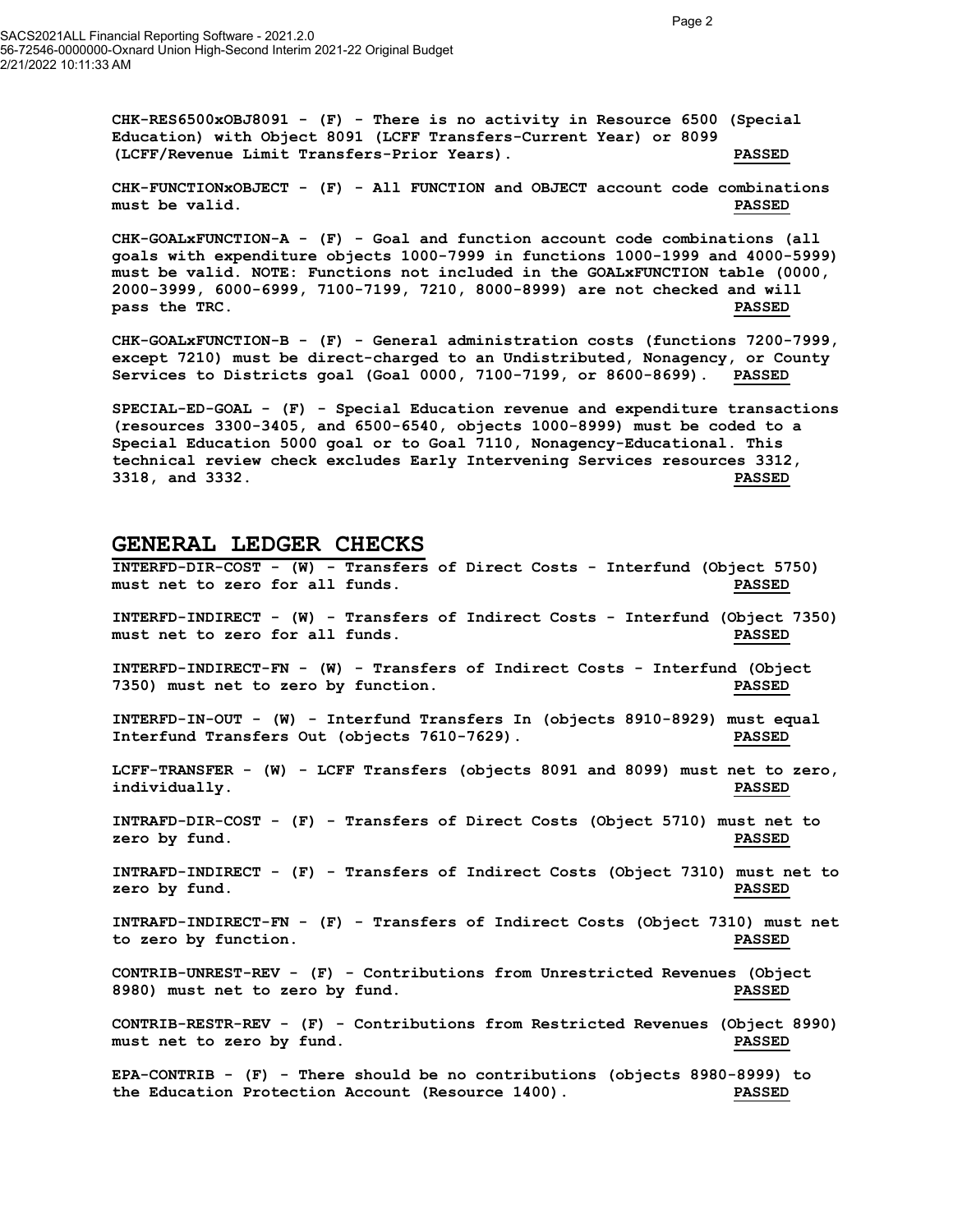CHK-RES6500xOBJ8091 - (F) - There is no activity in Resource 6500 (Special Education) with Object 8091 (LCFF Transfers-Current Year) or 8099 (LCFF/Revenue Limit Transfers-Prior Years). PASSED

CHK-FUNCTIONxOBJECT - (F) - All FUNCTION and OBJECT account code combinations must be valid. PASSED

CHK-GOALxFUNCTION-A - (F) - Goal and function account code combinations (all goals with expenditure objects 1000-7999 in functions 1000-1999 and 4000-5999) must be valid. NOTE: Functions not included in the GOALxFUNCTION table (0000, 2000-3999, 6000-6999, 7100-7199, 7210, 8000-8999) are not checked and will pass the TRC. PASSED

CHK-GOALxFUNCTION-B - (F) - General administration costs (functions 7200-7999, except 7210) must be direct-charged to an Undistributed, Nonagency, or County Services to Districts goal (Goal 0000, 7100-7199, or 8600-8699). PASSED

SPECIAL-ED-GOAL - (F) - Special Education revenue and expenditure transactions (resources 3300-3405, and 6500-6540, objects 1000-8999) must be coded to a Special Education 5000 goal or to Goal 7110, Nonagency-Educational. This technical review check excludes Early Intervening Services resources 3312, 3318, and 3332. PASSED

## GENERAL LEDGER CHECKS

INTERFD-DIR-COST - (W) - Transfers of Direct Costs - Interfund (Object 5750) must net to zero for all funds. PASSED

INTERFD-INDIRECT - (W) - Transfers of Indirect Costs - Interfund (Object 7350) must net to zero for all funds. PASSED

INTERFD-INDIRECT-FN - (W) - Transfers of Indirect Costs - Interfund (Object 7350) must net to zero by function. PASSED

INTERFD-IN-OUT - (W) - Interfund Transfers In (objects 8910-8929) must equal Interfund Transfers Out (objects 7610-7629). PASSED

LCFF-TRANSFER - (W) - LCFF Transfers (objects 8091 and 8099) must net to zero, individually. PASSED

INTRAFD-DIR-COST - (F) - Transfers of Direct Costs (Object 5710) must net to zero by fund. PASSED

INTRAFD-INDIRECT - (F) - Transfers of Indirect Costs (Object 7310) must net to zero by fund. PASSED

INTRAFD-INDIRECT-FN - (F) - Transfers of Indirect Costs (Object 7310) must net to zero by function. PASSED

CONTRIB-UNREST-REV - (F) - Contributions from Unrestricted Revenues (Object 8980) must net to zero by fund. PASSED

CONTRIB-RESTR-REV - (F) - Contributions from Restricted Revenues (Object 8990) must net to zero by fund. PASSED

EPA-CONTRIB - (F) - There should be no contributions (objects 8980-8999) to the Education Protection Account (Resource 1400). PASSED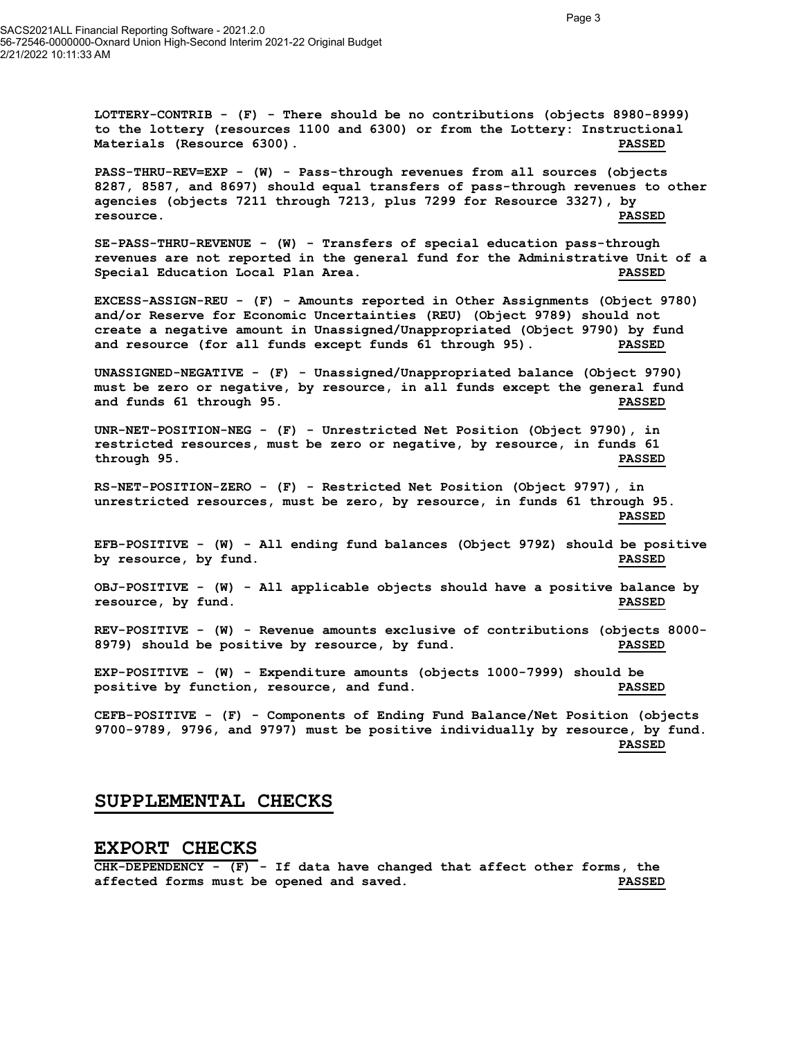**LOTTERY-CONTRIB - (F) - There should be no contributions (objects 8980-8999) to the lottery (resources 1100 and 6300) or from the Lottery: Instructional Materials (Resource 6300).** **PASSED**

**PASS-THRU-REV=EXP - (W) - Pass-through revenues from all sources (objects 8287, 8587, and 8697) should equal transfers of pass-through revenues to other agencies (objects 7211 through 7213, plus 7299 for Resource 3327), by resource.** **PASSED**

**SE-PASS-THRU-REVENUE - (W) - Transfers of special education pass-through revenues are not reported in the general fund for the Administrative Unit of a Special Education Local Plan Area.** **PASSED**

**EXCESS-ASSIGN-REU - (F) - Amounts reported in Other Assignments (Object 9780) and/or Reserve for Economic Uncertainties (REU) (Object 9789) should not create a negative amount in Unassigned/Unappropriated (Object 9790) by fund and resource (for all funds except funds 61 through 95).** **PASSED**

**UNASSIGNED-NEGATIVE - (F) - Unassigned/Unappropriated balance (Object 9790) must be zero or negative, by resource, in all funds except the general fund and funds 61 through 95.** **PASSED**

**UNR-NET-POSITION-NEG - (F) - Unrestricted Net Position (Object 9790), in restricted resources, must be zero or negative, by resource, in funds 61 through 95.** **PASSED**

**RS-NET-POSITION-ZERO - (F) - Restricted Net Position (Object 9797), in unrestricted resources, must be zero, by resource, in funds 61 through 95.** **PASSED**

**EFB-POSITIVE - (W) - All ending fund balances (Object 979Z) should be positive by resource, by fund.** **PASSED**

**OBJ-POSITIVE - (W) - All applicable objects should have a positive balance by resource, by fund.** **PASSED**

**REV-POSITIVE - (W) - Revenue amounts exclusive of contributions (objects 8000-8979) should be positive by resource, by fund.** **PASSED**

**EXP-POSITIVE - (W) - Expenditure amounts (objects 1000-7999) should be positive by function, resource, and fund.** **PASSED**

**CEFB-POSITIVE - (F) - Components of Ending Fund Balance/Net Position (objects 9700-9789, 9796, and 9797) must be positive individually by resource, by fund.** **PASSED**

## SUPPLEMENTAL CHECKS

## EXPORT CHECKS

**CHK-DEPENDENCY - (F) - If data have changed that affect other forms, the affected forms must be opened and saved.** **PASSED**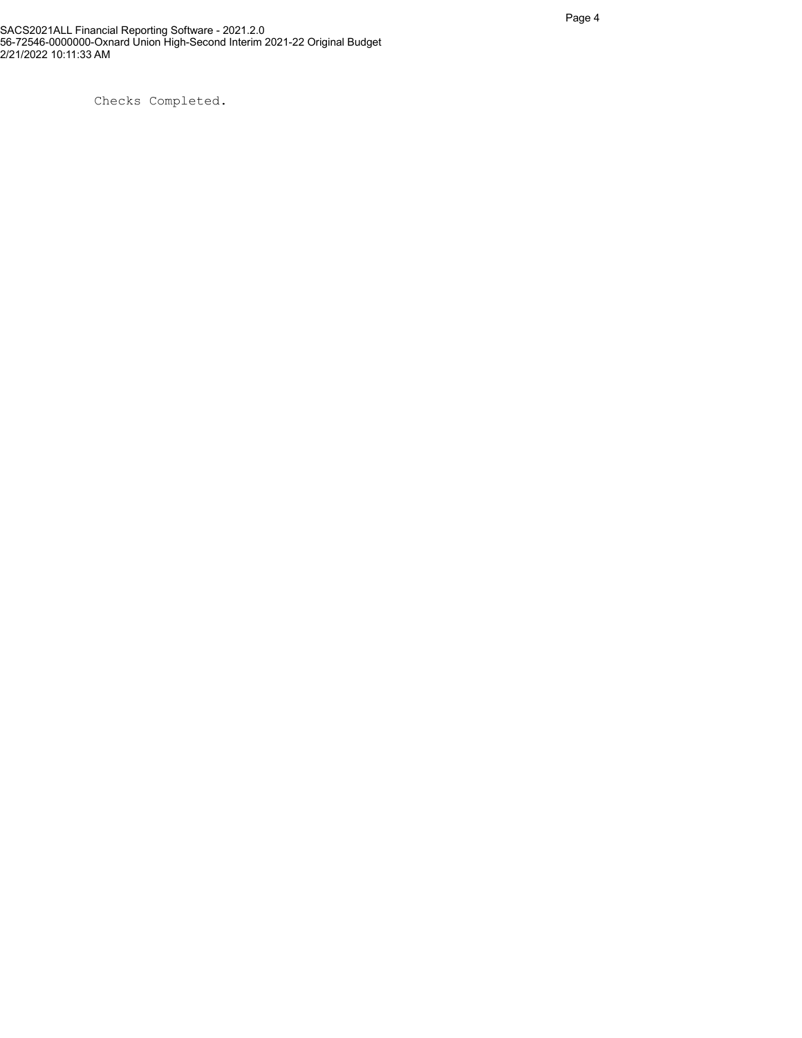Checks Completed.